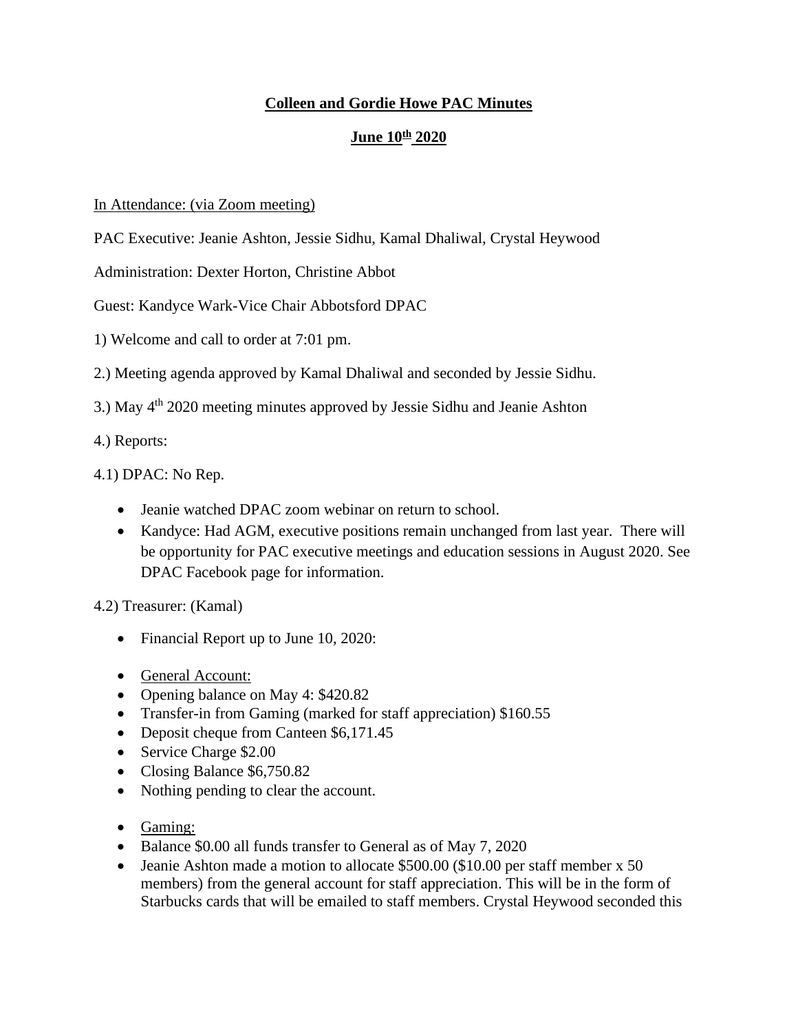# **Colleen and Gordie Howe PAC Minutes**

## **June 10th 2020**

In Attendance: (via Zoom meeting)

PAC Executive: Jeanie Ashton, Jessie Sidhu, Kamal Dhaliwal, Crystal Heywood

Administration: Dexter Horton, Christine Abbot

Guest: Kandyce Wark-Vice Chair Abbotsford DPAC

1) Welcome and call to order at 7:01 pm.

2.) Meeting agenda approved by Kamal Dhaliwal and seconded by Jessie Sidhu.

3.) May 4th 2020 meeting minutes approved by Jessie Sidhu and Jeanie Ashton

4.) Reports:

4.1) DPAC: No Rep.

- Jeanie watched DPAC zoom webinar on return to school.
- Kandyce: Had AGM, executive positions remain unchanged from last year. There will be opportunity for PAC executive meetings and education sessions in August 2020. See DPAC Facebook page for information.

4.2) Treasurer: (Kamal)

- Financial Report up to June 10, 2020:

- General Account:
- Opening balance on May 4: $420.82
- Transfer-in from Gaming (marked for staff appreciation) $160.55
- Deposit cheque from Canteen $6,171.45
- Service Charge $2.00
- Closing Balance $6,750.82
- Nothing pending to clear the account.

- Gaming:
- Balance $0.00 all funds transfer to General as of May 7, 2020
- Jeanie Ashton made a motion to allocate $500.00 ($10.00 per staff member x 50 members) from the general account for staff appreciation. This will be in the form of Starbucks cards that will be emailed to staff members. Crystal Heywood seconded this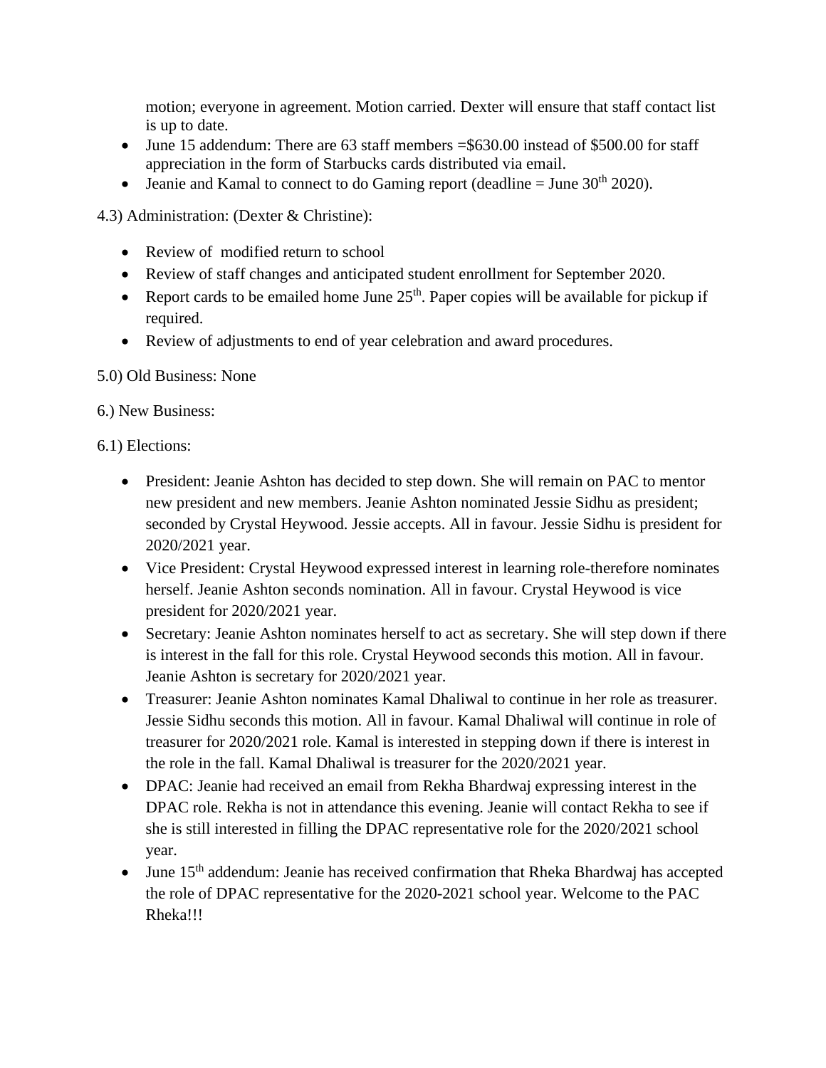motion; everyone in agreement. Motion carried. Dexter will ensure that staff contact list is up to date.

- June 15 addendum: There are 63 staff members =$630.00 instead of $500.00 for staff appreciation in the form of Starbucks cards distributed via email.
- Jeanie and Kamal to connect to do Gaming report (deadline = June 30th 2020).

4.3) Administration: (Dexter & Christine):

- Review of modified return to school
- Review of staff changes and anticipated student enrollment for September 2020.
- Report cards to be emailed home June 25th. Paper copies will be available for pickup if required.
- Review of adjustments to end of year celebration and award procedures.

5.0) Old Business: None

6.) New Business:

6.1) Elections:

- President: Jeanie Ashton has decided to step down. She will remain on PAC to mentor new president and new members. Jeanie Ashton nominated Jessie Sidhu as president; seconded by Crystal Heywood. Jessie accepts. All in favour. Jessie Sidhu is president for 2020/2021 year.
- Vice President: Crystal Heywood expressed interest in learning role-therefore nominates herself. Jeanie Ashton seconds nomination. All in favour. Crystal Heywood is vice president for 2020/2021 year.
- Secretary: Jeanie Ashton nominates herself to act as secretary. She will step down if there is interest in the fall for this role. Crystal Heywood seconds this motion. All in favour. Jeanie Ashton is secretary for 2020/2021 year.
- Treasurer: Jeanie Ashton nominates Kamal Dhaliwal to continue in her role as treasurer. Jessie Sidhu seconds this motion. All in favour. Kamal Dhaliwal will continue in role of treasurer for 2020/2021 role. Kamal is interested in stepping down if there is interest in the role in the fall. Kamal Dhaliwal is treasurer for the 2020/2021 year.
- DPAC: Jeanie had received an email from Rekha Bhardwaj expressing interest in the DPAC role. Rekha is not in attendance this evening. Jeanie will contact Rekha to see if she is still interested in filling the DPAC representative role for the 2020/2021 school year.
- June 15th addendum: Jeanie has received confirmation that Rheka Bhardwaj has accepted the role of DPAC representative for the 2020-2021 school year. Welcome to the PAC Rheka!!!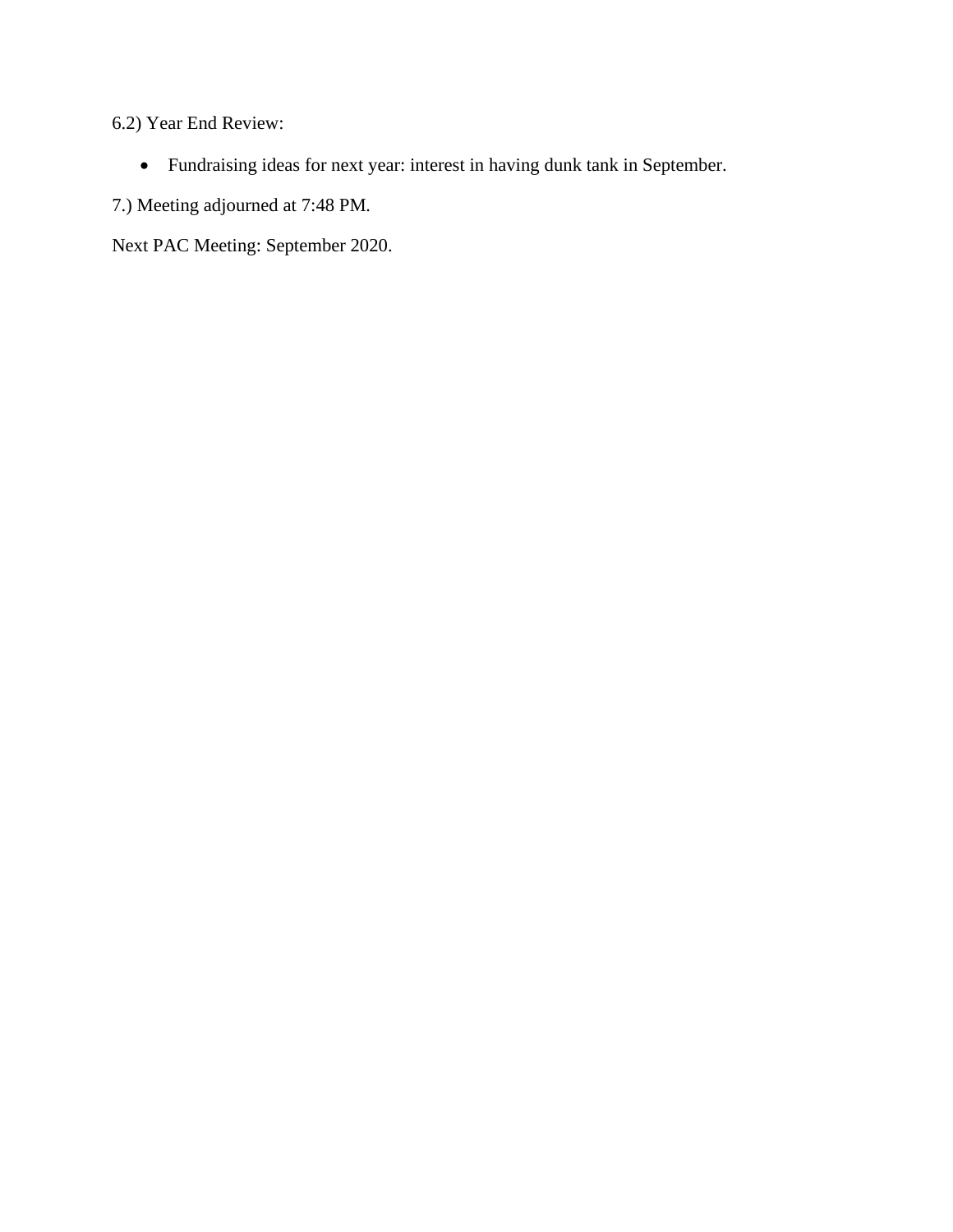6.2) Year End Review:

- Fundraising ideas for next year: interest in having dunk tank in September.

7.) Meeting adjourned at 7:48 PM.

Next PAC Meeting: September 2020.